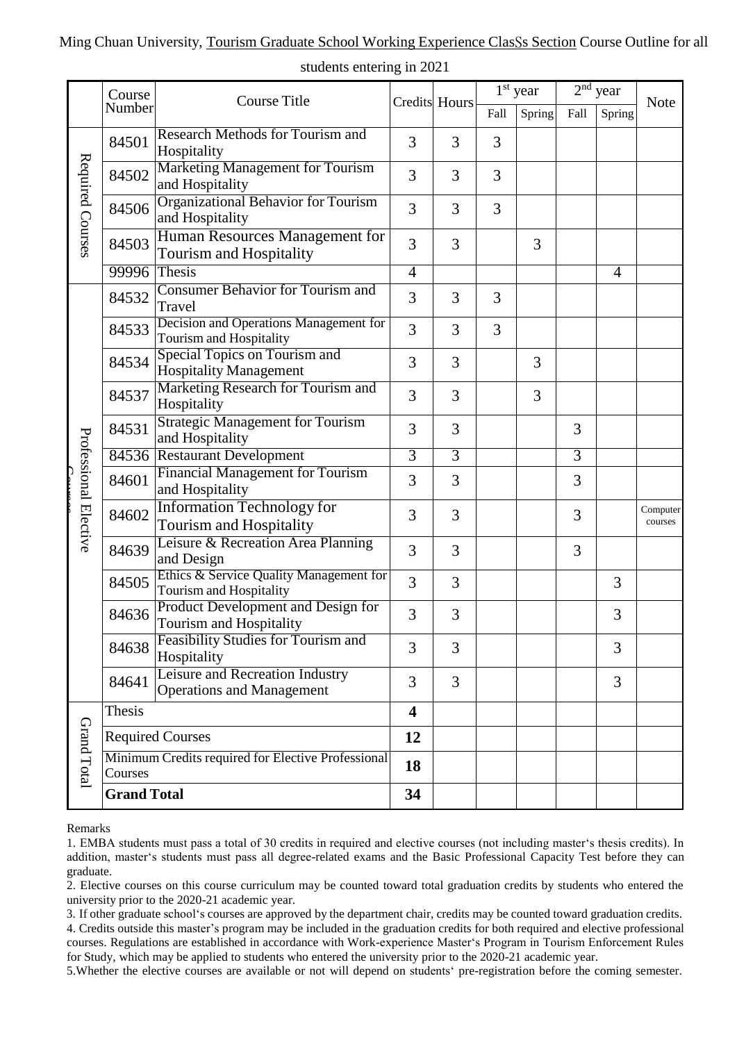Ming Chuan University, Tourism Graduate School Working Experience ClasSs Section Course Outline for all students entering in 2021

| | Course Number | Course Title | Credits | Hours | 1st year | | 2nd year | | Note |
|---|---|---|---|---|---|---|---|---|---|
| | | | | | Fall | Spring | Fall | Spring | |
| Required Courses | 84501 | Research Methods for Tourism and Hospitality | 3 | 3 | 3 | | | | |
| | 84502 | Marketing Management for Tourism and Hospitality | 3 | 3 | 3 | | | | |
| | 84506 | Organizational Behavior for Tourism and Hospitality | 3 | 3 | 3 | | | | |
| | 84503 | Human Resources Management for Tourism and Hospitality | 3 | 3 | | 3 | | | |
| | 99996 | Thesis | 4 | | | | | 4 | |
| Professional Elective Courses | 84532 | Consumer Behavior for Tourism and Travel | 3 | 3 | 3 | | | | |
| | 84533 | Decision and Operations Management for Tourism and Hospitality | 3 | 3 | 3 | | | | |
| | 84534 | Special Topics on Tourism and Hospitality Management | 3 | 3 | | 3 | | | |
| | 84537 | Marketing Research for Tourism and Hospitality | 3 | 3 | | 3 | | | |
| | 84531 | Strategic Management for Tourism and Hospitality | 3 | 3 | | | 3 | | |
| | 84536 | Restaurant Development | 3 | 3 | | | 3 | | |
| | 84601 | Financial Management for Tourism and Hospitality | 3 | 3 | | | 3 | | |
| | 84602 | Information Technology for Tourism and Hospitality | 3 | 3 | | | 3 | | Computer courses |
| | 84639 | Leisure & Recreation Area Planning and Design | 3 | 3 | | | 3 | | |
| | 84505 | Ethics & Service Quality Management for Tourism and Hospitality | 3 | 3 | | | | 3 | |
| | 84636 | Product Development and Design for Tourism and Hospitality | 3 | 3 | | | | 3 | |
| | 84638 | Feasibility Studies for Tourism and Hospitality | 3 | 3 | | | | 3 | |
| | 84641 | Leisure and Recreation Industry Operations and Management | 3 | 3 | | | | 3 | |
| Grand Total | Thesis | | **4** | | | | | | |
| | Required Courses | | **12** | | | | | | |
| | Minimum Credits required for Elective Professional Courses | | **18** | | | | | | |
| | **Grand Total** | | **34** | | | | | | |

Remarks

1. EMBA students must pass a total of 30 credits in required and elective courses (not including master's thesis credits). In addition, master's students must pass all degree-related exams and the Basic Professional Capacity Test before they can graduate.

2. Elective courses on this course curriculum may be counted toward total graduation credits by students who entered the university prior to the 2020-21 academic year.

3. If other graduate school's courses are approved by the department chair, credits may be counted toward graduation credits.

4. Credits outside this master's program may be included in the graduation credits for both required and elective professional courses. Regulations are established in accordance with Work-experience Master's Program in Tourism Enforcement Rules for Study, which may be applied to students who entered the university prior to the 2020-21 academic year.

5.Whether the elective courses are available or not will depend on students' pre-registration before the coming semester.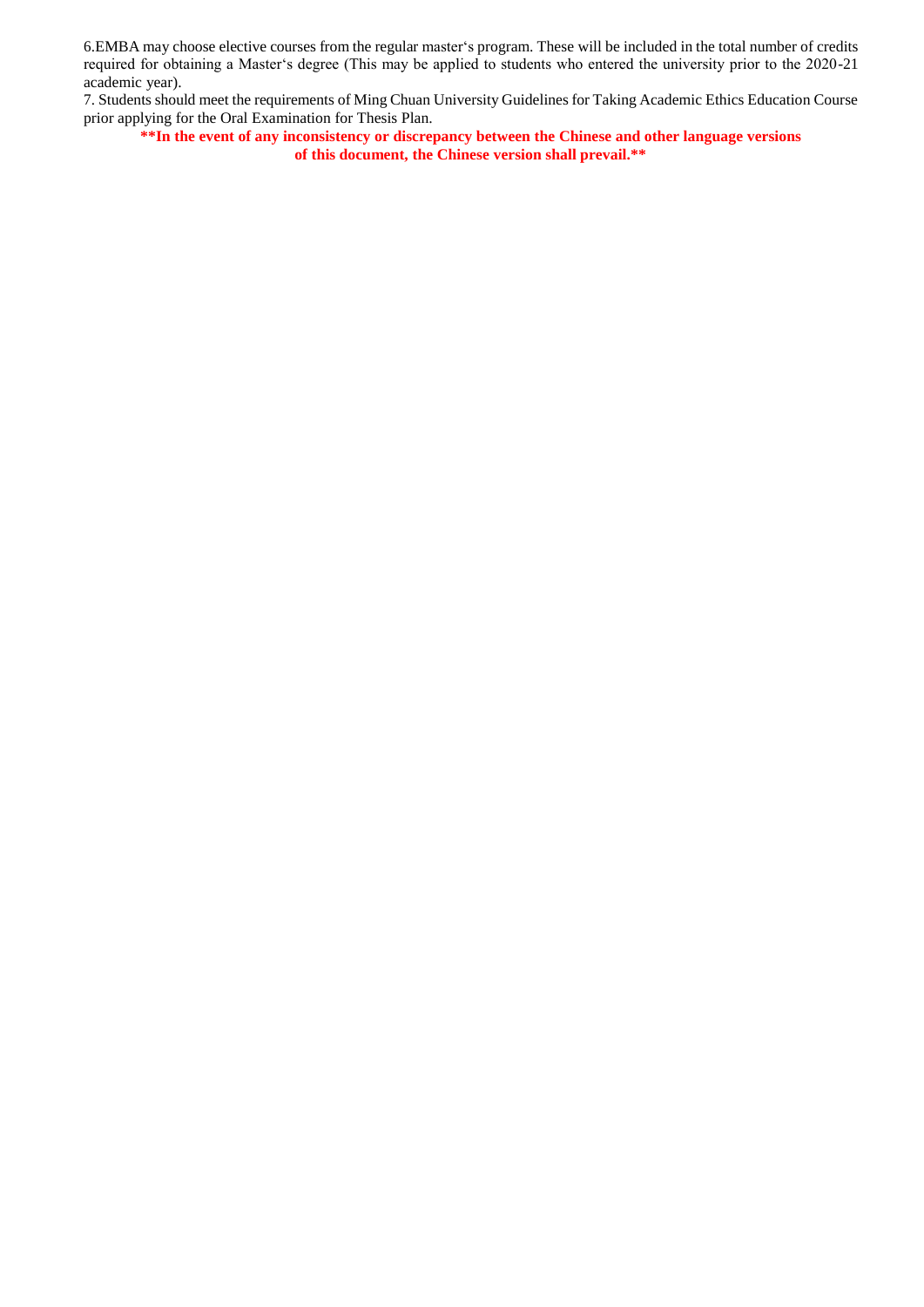6.EMBA may choose elective courses from the regular master's program. These will be included in the total number of credits required for obtaining a Master's degree (This may be applied to students who entered the university prior to the 2020-21 academic year).

7. Students should meet the requirements of Ming Chuan University Guidelines for Taking Academic Ethics Education Course prior applying for the Oral Examination for Thesis Plan.

**\*\*In the event of any inconsistency or discrepancy between the Chinese and other language versions of this document, the Chinese version shall prevail.\*\***